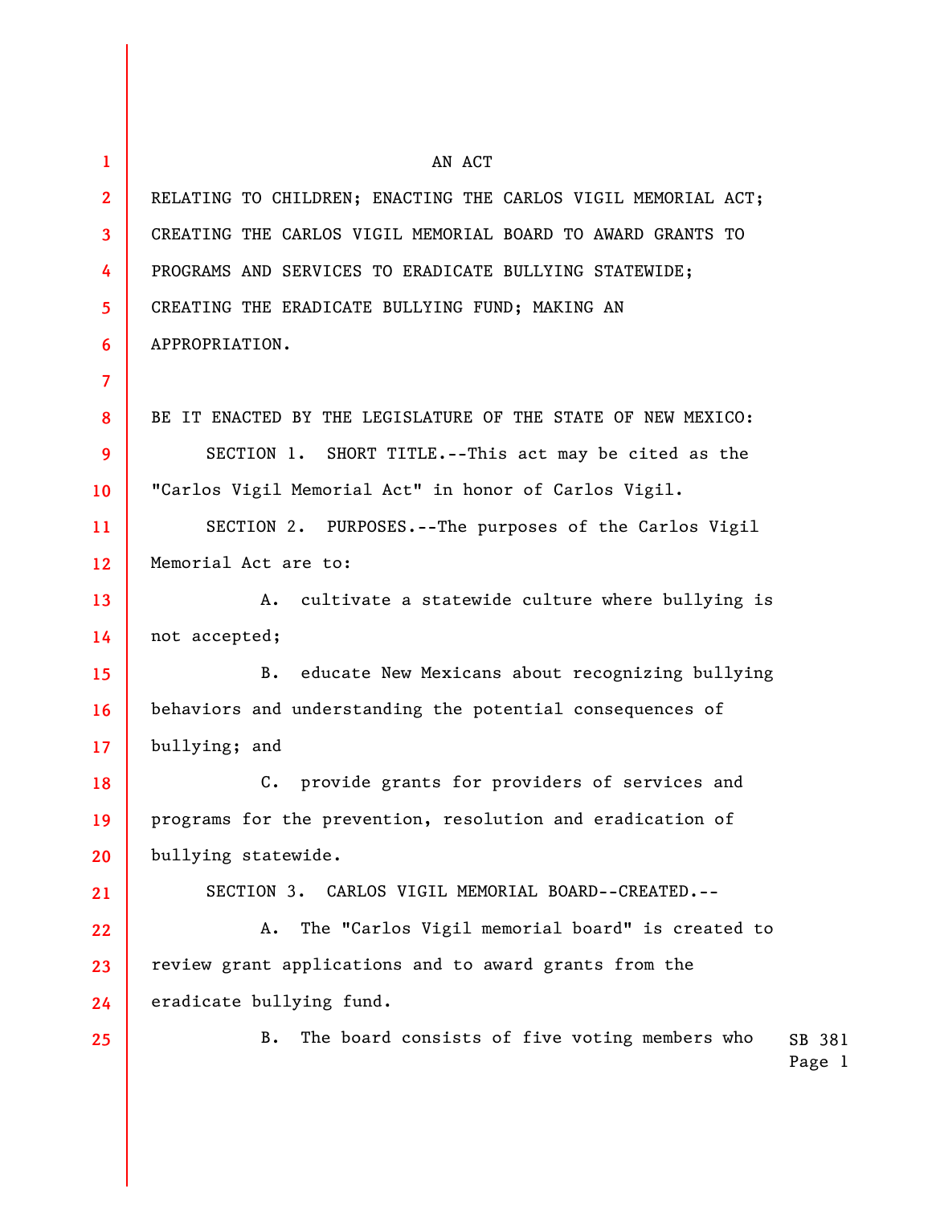AN ACT

RELATING TO CHILDREN; ENACTING THE CARLOS VIGIL MEMORIAL ACT; CREATING THE CARLOS VIGIL MEMORIAL BOARD TO AWARD GRANTS TO PROGRAMS AND SERVICES TO ERADICATE BULLYING STATEWIDE; CREATING THE ERADICATE BULLYING FUND; MAKING AN APPROPRIATION.

BE IT ENACTED BY THE LEGISLATURE OF THE STATE OF NEW MEXICO:

SECTION 1. SHORT TITLE.--This act may be cited as the "Carlos Vigil Memorial Act" in honor of Carlos Vigil.

SECTION 2. PURPOSES.--The purposes of the Carlos Vigil Memorial Act are to:

A. cultivate a statewide culture where bullying is not accepted;

B. educate New Mexicans about recognizing bullying behaviors and understanding the potential consequences of bullying; and

C. provide grants for providers of services and programs for the prevention, resolution and eradication of bullying statewide.

SECTION 3. CARLOS VIGIL MEMORIAL BOARD--CREATED.--

A. The "Carlos Vigil memorial board" is created to review grant applications and to award grants from the eradicate bullying fund.

B. The board consists of five voting members who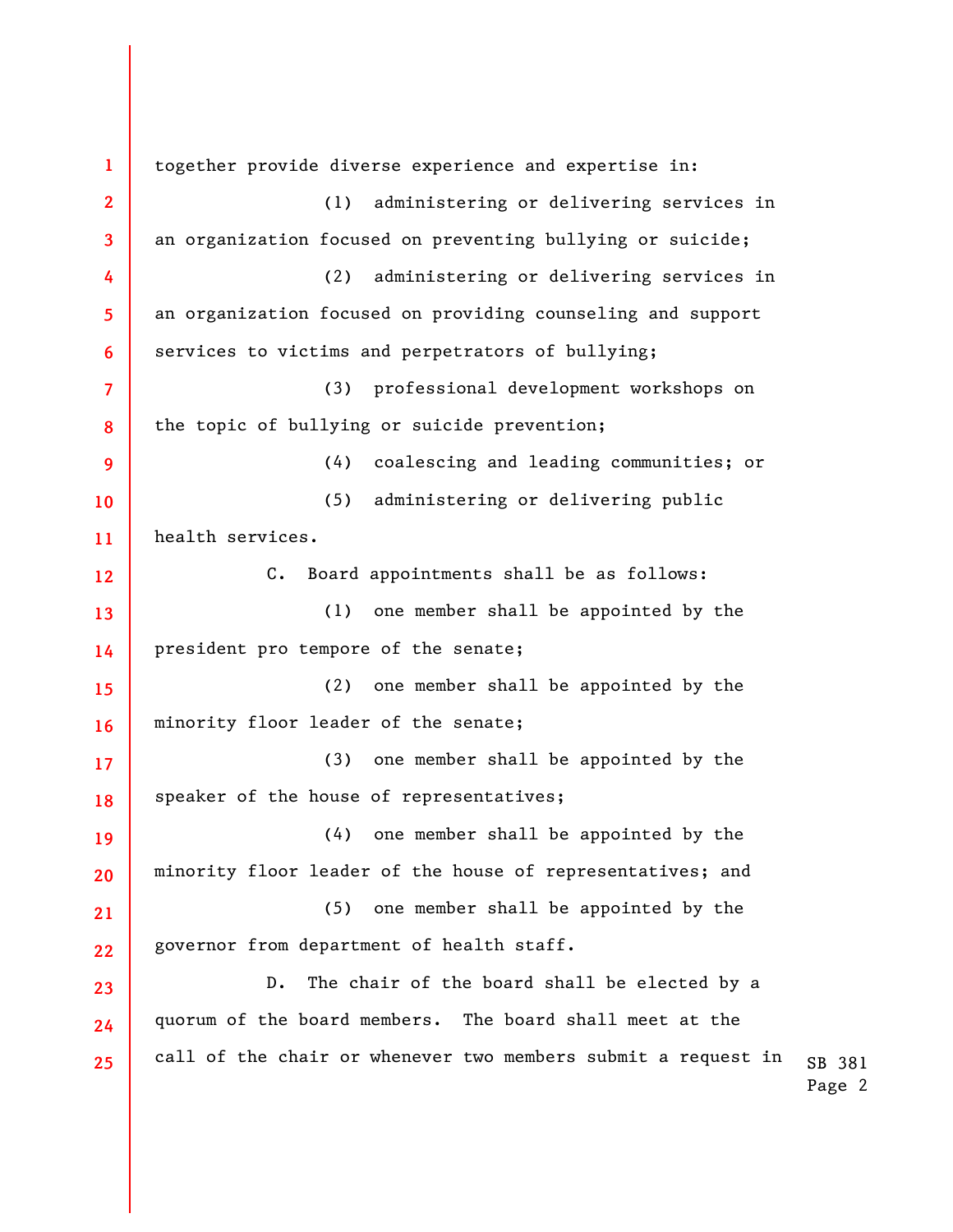together provide diverse experience and expertise in:

(1) administering or delivering services in an organization focused on preventing bullying or suicide;

(2) administering or delivering services in an organization focused on providing counseling and support services to victims and perpetrators of bullying;

(3) professional development workshops on the topic of bullying or suicide prevention;

(4) coalescing and leading communities; or

(5) administering or delivering public health services.

C. Board appointments shall be as follows:

(1) one member shall be appointed by the president pro tempore of the senate;

(2) one member shall be appointed by the minority floor leader of the senate;

(3) one member shall be appointed by the speaker of the house of representatives;

(4) one member shall be appointed by the minority floor leader of the house of representatives; and

(5) one member shall be appointed by the governor from department of health staff.

D. The chair of the board shall be elected by a quorum of the board members. The board shall meet at the call of the chair or whenever two members submit a request in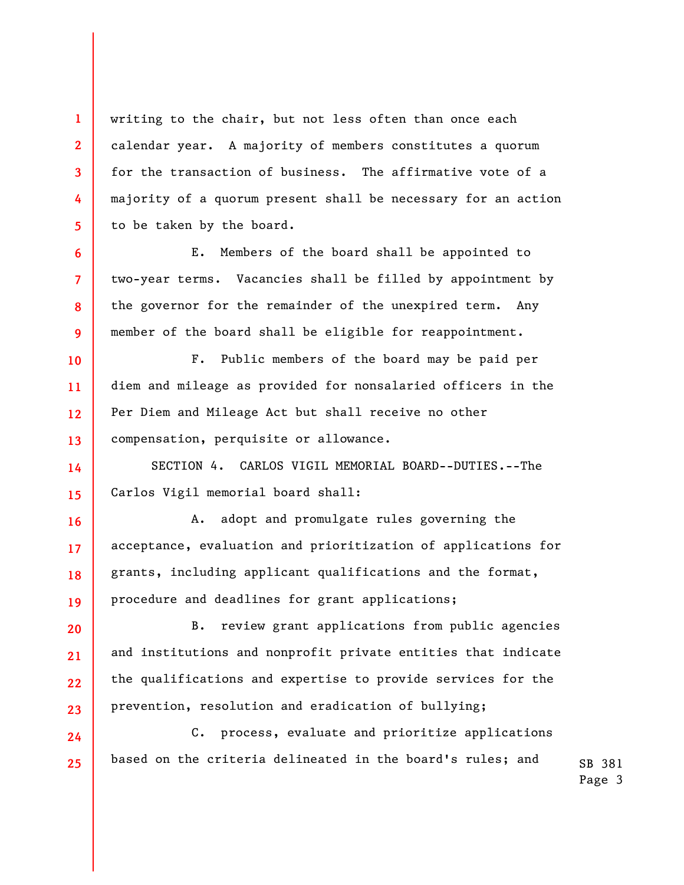writing to the chair, but not less often than once each calendar year. A majority of members constitutes a quorum for the transaction of business. The affirmative vote of a majority of a quorum present shall be necessary for an action to be taken by the board.

E. Members of the board shall be appointed to two-year terms. Vacancies shall be filled by appointment by the governor for the remainder of the unexpired term. Any member of the board shall be eligible for reappointment.

F. Public members of the board may be paid per diem and mileage as provided for nonsalaried officers in the Per Diem and Mileage Act but shall receive no other compensation, perquisite or allowance.

SECTION 4. CARLOS VIGIL MEMORIAL BOARD--DUTIES.--The Carlos Vigil memorial board shall:

A. adopt and promulgate rules governing the acceptance, evaluation and prioritization of applications for grants, including applicant qualifications and the format, procedure and deadlines for grant applications;

B. review grant applications from public agencies and institutions and nonprofit private entities that indicate the qualifications and expertise to provide services for the prevention, resolution and eradication of bullying;

C. process, evaluate and prioritize applications based on the criteria delineated in the board's rules; and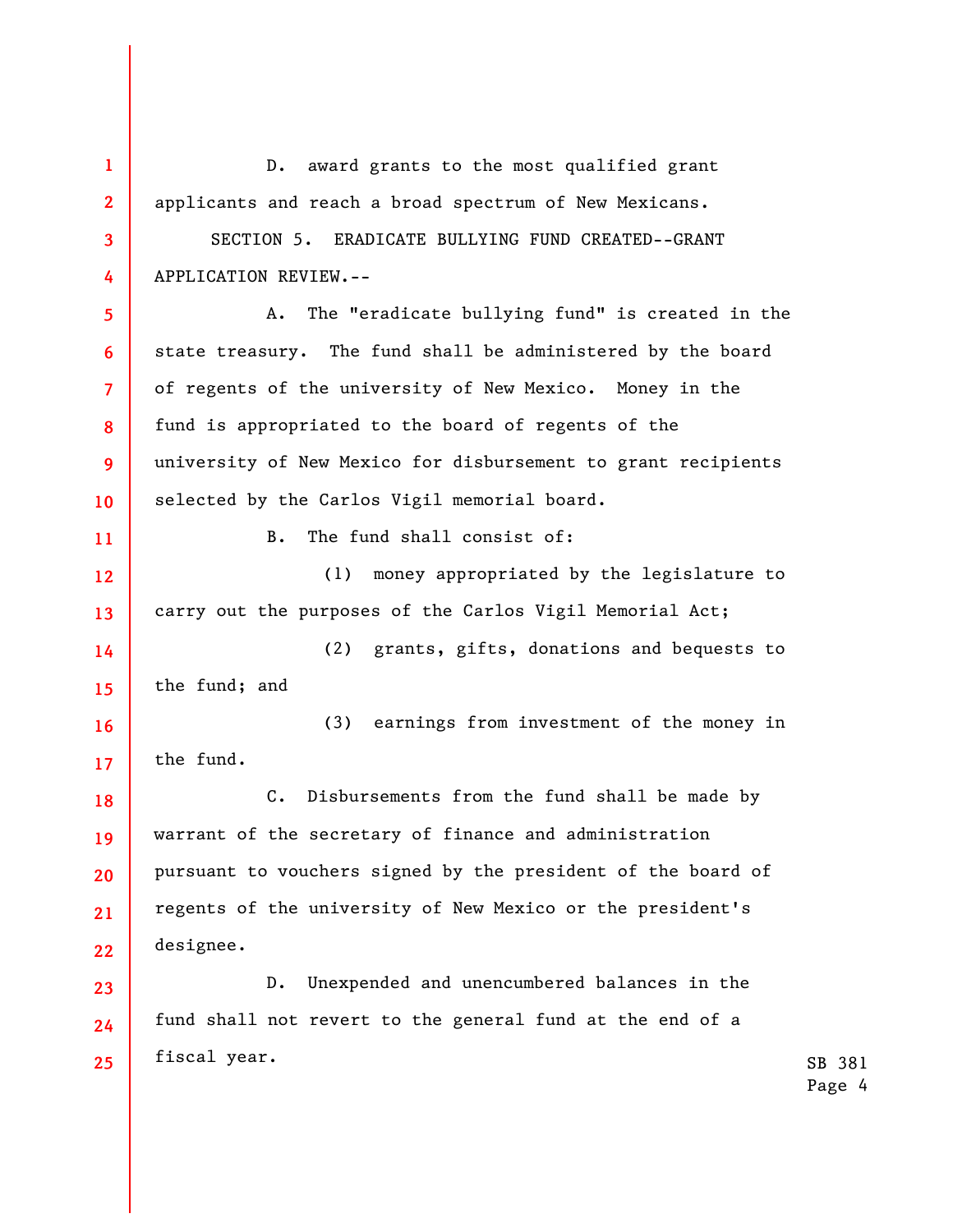D. award grants to the most qualified grant applicants and reach a broad spectrum of New Mexicans.

SECTION 5. ERADICATE BULLYING FUND CREATED--GRANT APPLICATION REVIEW.--

A. The "eradicate bullying fund" is created in the state treasury. The fund shall be administered by the board of regents of the university of New Mexico. Money in the fund is appropriated to the board of regents of the university of New Mexico for disbursement to grant recipients selected by the Carlos Vigil memorial board.

B. The fund shall consist of:

(1) money appropriated by the legislature to carry out the purposes of the Carlos Vigil Memorial Act;

(2) grants, gifts, donations and bequests to the fund; and

(3) earnings from investment of the money in the fund.

C. Disbursements from the fund shall be made by warrant of the secretary of finance and administration pursuant to vouchers signed by the president of the board of regents of the university of New Mexico or the president's designee.

D. Unexpended and unencumbered balances in the fund shall not revert to the general fund at the end of a fiscal year.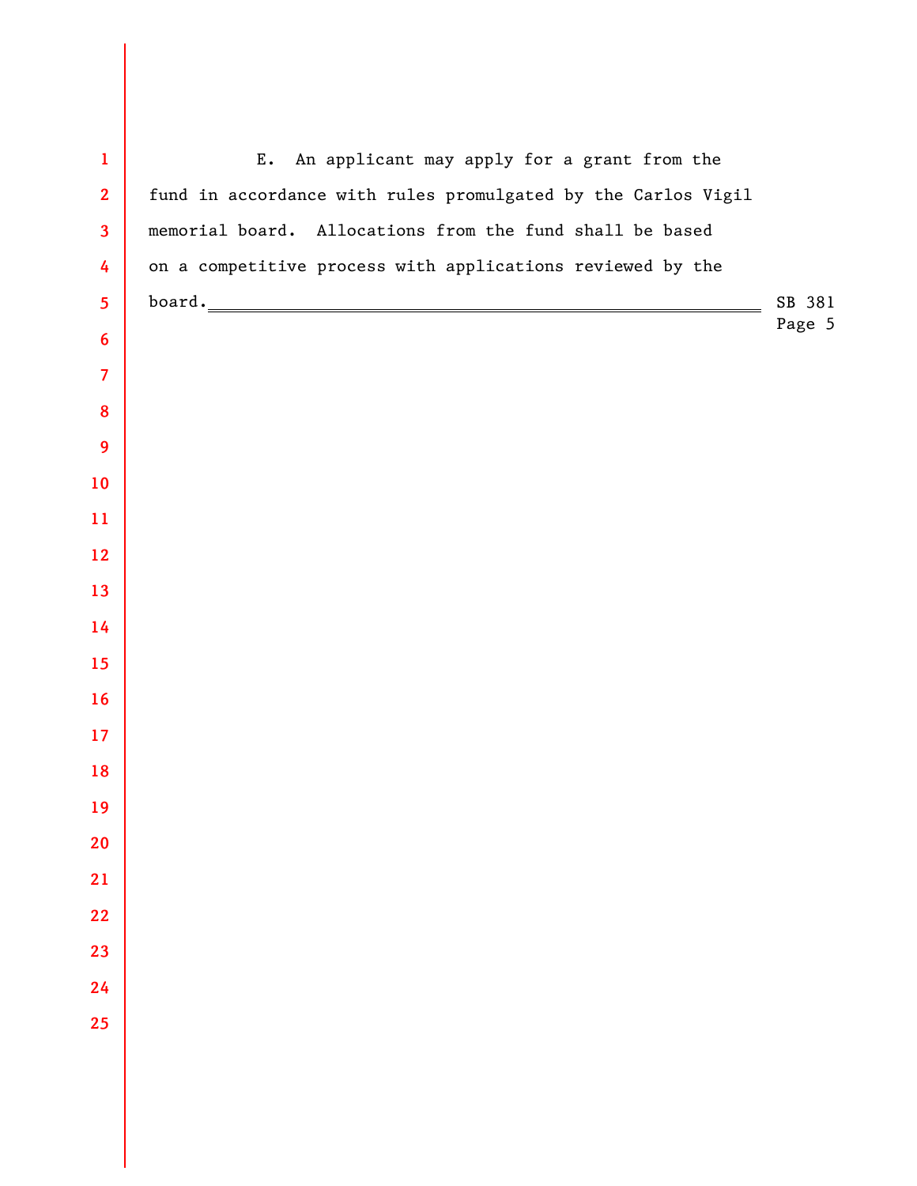E. An applicant may apply for a grant from the fund in accordance with rules promulgated by the Carlos Vigil memorial board. Allocations from the fund shall be based on a competitive process with applications reviewed by the board.